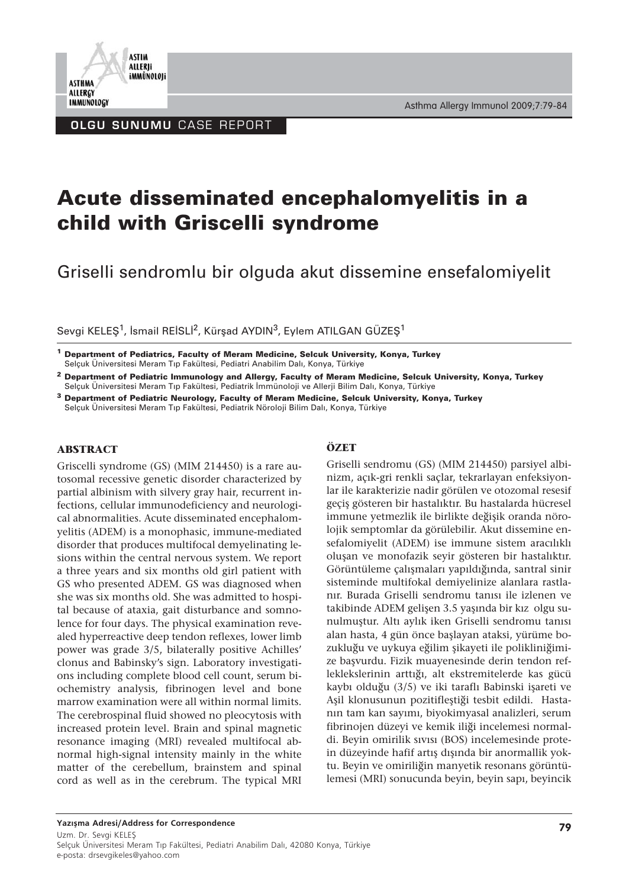OLGU SUNUMU CASE REPORT

# Acute disseminated encephalomyelitis in a child with Griscelli syndrome

## Griselli sendromlu bir olguda akut dissemine ensefalomiyelit

Sevgi KELEŞ[1], İsmail REİSLİ[2], Kürşad AYDIN[3], Eylem ATILGAN GÜZEŞ[1]

[1] **Department of Pediatrics, Faculty of Meram Medicine, Selcuk University, Konya, Turkey**
Selçuk Üniversitesi Meram Tıp Fakültesi, Pediatri Anabilim Dalı, Konya, Türkiye

[2] **Department of Pediatric Immunology and Allergy, Faculty of Meram Medicine, Selcuk University, Konya, Turkey**
Selçuk Üniversitesi Meram Tıp Fakültesi, Pediatrik İmmünoloji ve Allerji Bilim Dalı, Konya, Türkiye

[3] **Department of Pediatric Neurology, Faculty of Meram Medicine, Selcuk University, Konya, Turkey**
Selçuk Üniversitesi Meram Tıp Fakültesi, Pediatrik Nöroloji Bilim Dalı, Konya, Türkiye

### ABSTRACT

Griscelli syndrome (GS) (MIM 214450) is a rare autosomal recessive genetic disorder characterized by partial albinism with silvery gray hair, recurrent infections, cellular immunodeficiency and neurological abnormalities. Acute disseminated encephalomyelitis (ADEM) is a monophasic, immune-mediated disorder that produces multifocal demyelinating lesions within the central nervous system. We report a three years and six months old girl patient with GS who presented ADEM. GS was diagnosed when she was six months old. She was admitted to hospital because of ataxia, gait disturbance and somnolence for four days. The physical examination revealed hyperreactive deep tendon reflexes, lower limb power was grade 3/5, bilaterally positive Achilles' clonus and Babinsky's sign. Laboratory investigations including complete blood cell count, serum biochemistry analysis, fibrinogen level and bone marrow examination were all within normal limits. The cerebrospinal fluid showed no pleocytosis with increased protein level. Brain and spinal magnetic resonance imaging (MRI) revealed multifocal abnormal high-signal intensity mainly in the white matter of the cerebellum, brainstem and spinal cord as well as in the cerebrum. The typical MRI

### ÖZET

Griselli sendromu (GS) (MIM 214450) parsiyel albinizm, açık-gri renkli saçlar, tekrarlayan enfeksiyonlar ile karakterizie nadir görülen ve otozomal resesif geçiş gösteren bir hastalıktır. Bu hastalarda hücresel immune yetmezlik ile birlikte değişik oranda nörolojik semptomlar da görülebilir. Akut dissemine ensefalomiyelit (ADEM) ise immune sistem aracılıklı oluşan ve monofazik seyir gösteren bir hastalıktır. Görüntüleme çalışmaları yapıldığında, santral sinir sisteminde multifokal demiyelinize alanlara rastlanır. Burada Griselli sendromu tanısı ile izlenen ve takibinde ADEM gelişen 3.5 yaşında bir kız olgu sunulmuştur. Altı aylık iken Griselli sendromu tanısı alan hasta, 4 gün önce başlayan ataksi, yürüme bozukluğu ve uykuya eğilim şikayeti ile polikliniğimize başvurdu. Fizik muayenesinde derin tendon reflekslerinin arttığı, alt ekstremitelerde kas gücü kaybı olduğu (3/5) ve iki taraflı Babinski işareti ve Aşil klonusunun pozitifleştiği tesbit edildi. Hastanın tam kan sayımı, biyokimyasal analizleri, serum fibrinojen düzeyi ve kemik iliği incelemesi normaldi. Beyin omirilik sıvısı (BOS) incelemesinde protein düzeyinde hafif artış dışında bir anormallik yoktu. Beyin ve omiriliğin manyetik resonans görüntülemesi (MRI) sonucunda beyin, beyin sapı, beyincik

**Yazışma Adresi/Address for Correspondence**
Uzm. Dr. Sevgi KELEŞ
Selçuk Üniversitesi Meram Tıp Fakültesi, Pediatri Anabilim Dalı, 42080 Konya, Türkiye
e-posta: drsevgikeles@yahoo.com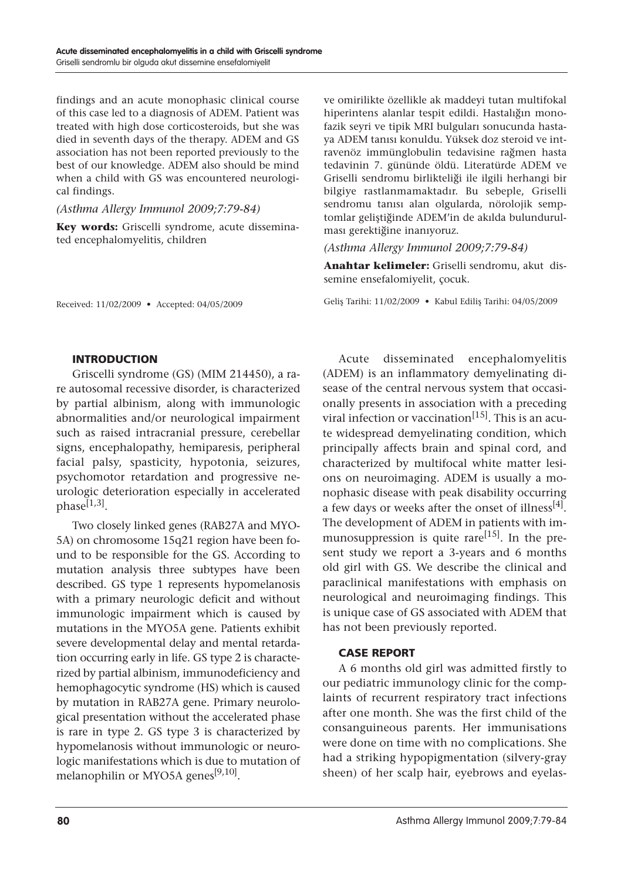findings and an acute monophasic clinical course of this case led to a diagnosis of ADEM. Patient was treated with high dose corticosteroids, but she was died in seventh days of the therapy. ADEM and GS association has not been reported previously to the best of our knowledge. ADEM also should be mind when a child with GS was encountered neurological findings.

*(Asthma Allergy Immunol 2009;7:79-84)*

**Key words:** Griscelli syndrome, acute disseminated encephalomyelitis, children

Received: 11/02/2009 • Accepted: 04/05/2009

ve omirilikte özellikle ak maddeyi tutan multifokal hiperintens alanlar tespit edildi. Hastalığın monofazik seyri ve tipik MRI bulguları sonucunda hastaya ADEM tanısı konuldu. Yüksek doz steroid ve intravenöz immünglobulin tedavisine rağmen hasta tedavinin 7. gününde öldü. Literatürde ADEM ve Griselli sendromu birlikteliği ile ilgili herhangi bir bilgiye rastlanmamaktadır. Bu sebeple, Griselli sendromu tanısı alan olgularda, nörolojik semptomlar geliştiğinde ADEM'in de akılda bulundurulması gerektiğine inanıyoruz.

*(Asthma Allergy Immunol 2009;7:79-84)*

**Anahtar kelimeler:** Griselli sendromu, akut dissemine ensefalomiyelit, çocuk.

Geliş Tarihi: 11/02/2009 • Kabul Ediliş Tarihi: 04/05/2009

## INTRODUCTION

Griscelli syndrome (GS) (MIM 214450), a rare autosomal recessive disorder, is characterized by partial albinism, along with immunologic abnormalities and/or neurological impairment such as raised intracranial pressure, cerebellar signs, encephalopathy, hemiparesis, peripheral facial palsy, spasticity, hypotonia, seizures, psychomotor retardation and progressive neurologic deterioration especially in accelerated phase[1,3].

Two closely linked genes (RAB27A and MYO-5A) on chromosome 15q21 region have been found to be responsible for the GS. According to mutation analysis three subtypes have been described. GS type 1 represents hypomelanosis with a primary neurologic deficit and without immunologic impairment which is caused by mutations in the MYO5A gene. Patients exhibit severe developmental delay and mental retardation occurring early in life. GS type 2 is characterized by partial albinism, immunodeficiency and hemophagocytic syndrome (HS) which is caused by mutation in RAB27A gene. Primary neurological presentation without the accelerated phase is rare in type 2. GS type 3 is characterized by hypomelanosis without immunologic or neurologic manifestations which is due to mutation of melanophilin or MYO5A genes[9,10].

Acute disseminated encephalomyelitis (ADEM) is an inflammatory demyelinating disease of the central nervous system that occasionally presents in association with a preceding viral infection or vaccination[15]. This is an acute widespread demyelinating condition, which principally affects brain and spinal cord, and characterized by multifocal white matter lesions on neuroimaging. ADEM is usually a monophasic disease with peak disability occurring a few days or weeks after the onset of illness[4]. The development of ADEM in patients with immunosuppression is quite rare[15]. In the present study we report a 3-years and 6 months old girl with GS. We describe the clinical and paraclinical manifestations with emphasis on neurological and neuroimaging findings. This is unique case of GS associated with ADEM that has not been previously reported.

### CASE REPORT

A 6 months old girl was admitted firstly to our pediatric immunology clinic for the complaints of recurrent respiratory tract infections after one month. She was the first child of the consanguineous parents. Her immunisations were done on time with no complications. She had a striking hypopigmentation (silvery-gray sheen) of her scalp hair, eyebrows and eyelas-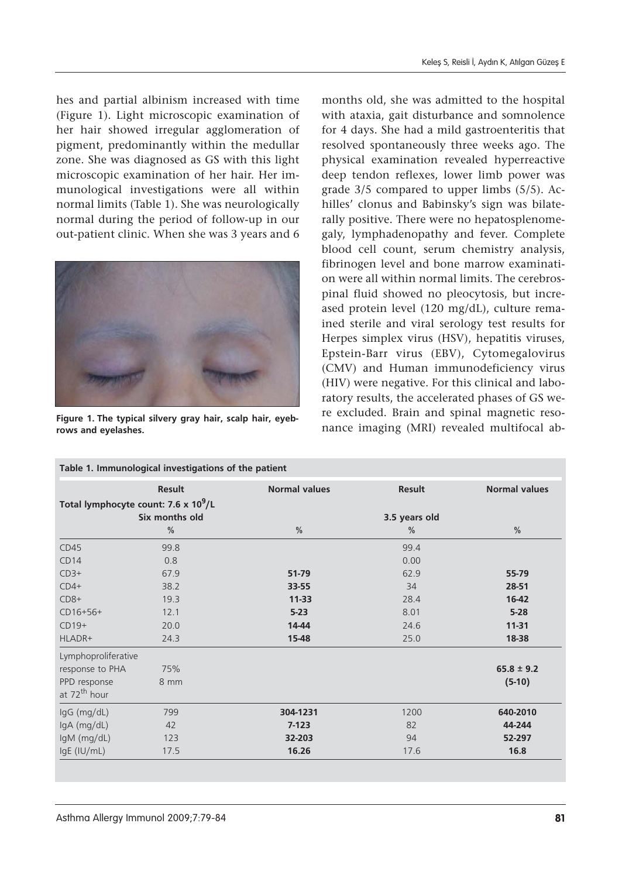hes and partial albinism increased with time (Figure 1). Light microscopic examination of her hair showed irregular agglomeration of pigment, predominantly within the medullar zone. She was diagnosed as GS with this light microscopic examination of her hair. Her immunological investigations were all within normal limits (Table 1). She was neurologically normal during the period of follow-up in our out-patient clinic. When she was 3 years and 6 months old, she was admitted to the hospital with ataxia, gait disturbance and somnolence for 4 days. She had a mild gastroenteritis that resolved spontaneously three weeks ago. The physical examination revealed hyperreactive deep tendon reflexes, lower limb power was grade 3/5 compared to upper limbs (5/5). Achilles' clonus and Babinsky's sign was bilaterally positive. There were no hepatosplenomegaly, lymphadenopathy and fever. Complete blood cell count, serum chemistry analysis, fibrinogen level and bone marrow examination were all within normal limits. The cerebrospinal fluid showed no pleocytosis, but increased protein level (120 mg/dL), culture remained sterile and viral serology test results for Herpes simplex virus (HSV), hepatitis viruses, Epstein-Barr virus (EBV), Cytomegalovirus (CMV) and Human immunodeficiency virus (HIV) were negative. For this clinical and laboratory results, the accelerated phases of GS were excluded. Brain and spinal magnetic resonance imaging (MRI) revealed multifocal ab-

**Figure 1. The typical silvery gray hair, scalp hair, eyebrows and eyelashes.**

**Table 1. Immunological investigations of the patient**

| | Result | Normal values | Result | Normal values |
|---|---|---|---|---|
| Total lymphocyte count: $7.6 \times 10^9$/L | | | | |
| | Six months old | | 3.5 years old | |
| | % | % | % | % |
| CD45 | 99.8 | | 99.4 | |
| CD14 | 0.8 | | 0.00 | |
| CD3+ | 67.9 | **51-79** | 62.9 | **55-79** |
| CD4+ | 38.2 | **33-55** | 34 | **28-51** |
| CD8+ | 19.3 | **11-33** | 28.4 | **16-42** |
| CD16+56+ | 12.1 | **5-23** | 8.01 | **5-28** |
| CD19+ | 20.0 | **14-44** | 24.6 | **11-31** |
| HLADR+ | 24.3 | **15-48** | 25.0 | **18-38** |
| Lymphoproliferative response to PHA | 75% | | | **65.8 ± 9.2** |
| PPD response at 72[th] hour | 8 mm | | | **(5-10)** |
| IgG (mg/dL) | 799 | **304-1231** | 1200 | **640-2010** |
| IgA (mg/dL) | 42 | **7-123** | 82 | **44-244** |
| IgM (mg/dL) | 123 | **32-203** | 94 | **52-297** |
| IgE (IU/mL) | 17.5 | **16.26** | 17.6 | **16.8** |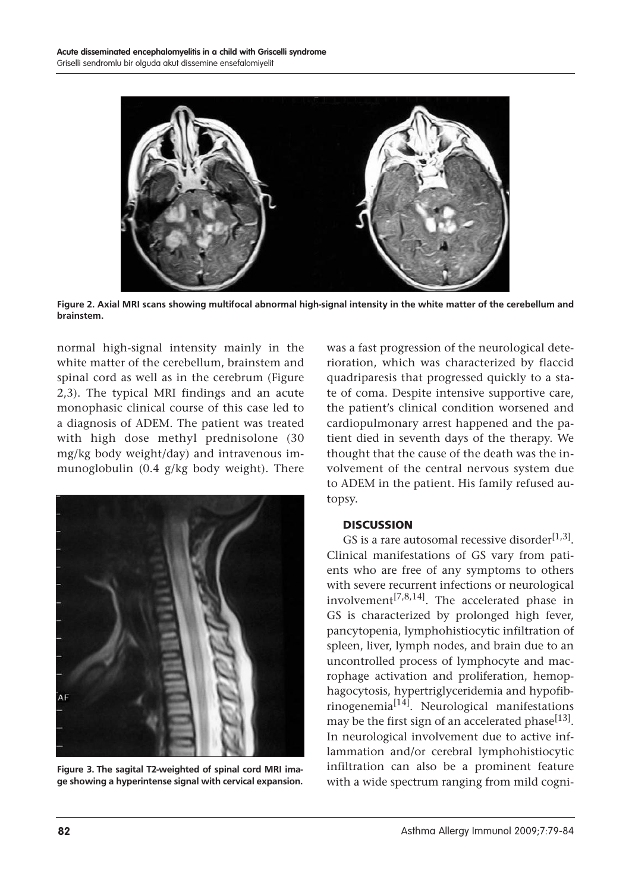Figure 2. Axial MRI scans showing multifocal abnormal high-signal intensity in the white matter of the cerebellum and brainstem.

normal high-signal intensity mainly in the white matter of the cerebellum, brainstem and spinal cord as well as in the cerebrum (Figure 2,3). The typical MRI findings and an acute monophasic clinical course of this case led to a diagnosis of ADEM. The patient was treated with high dose methyl prednisolone (30 mg/kg body weight/day) and intravenous immunoglobulin (0.4 g/kg body weight). There was a fast progression of the neurological deterioration, which was characterized by flaccid quadriparesis that progressed quickly to a state of coma. Despite intensive supportive care, the patient's clinical condition worsened and cardiopulmonary arrest happened and the patient died in seventh days of the therapy. We thought that the cause of the death was the involvement of the central nervous system due to ADEM in the patient. His family refused autopsy.

Figure 3. The sagital T2-weighted of spinal cord MRI image showing a hyperintense signal with cervical expansion.

## DISCUSSION

GS is a rare autosomal recessive disorder[1,3]. Clinical manifestations of GS vary from patients who are free of any symptoms to others with severe recurrent infections or neurological involvement[7,8,14]. The accelerated phase in GS is characterized by prolonged high fever, pancytopenia, lymphohistiocytic infiltration of spleen, liver, lymph nodes, and brain due to an uncontrolled process of lymphocyte and macrophage activation and proliferation, hemophagocytosis, hypertriglyceridemia and hypofibrinogenemia[14]. Neurological manifestations may be the first sign of an accelerated phase[13]. In neurological involvement due to active inflammation and/or cerebral lymphohistiocytic infiltration can also be a prominent feature with a wide spectrum ranging from mild cogni-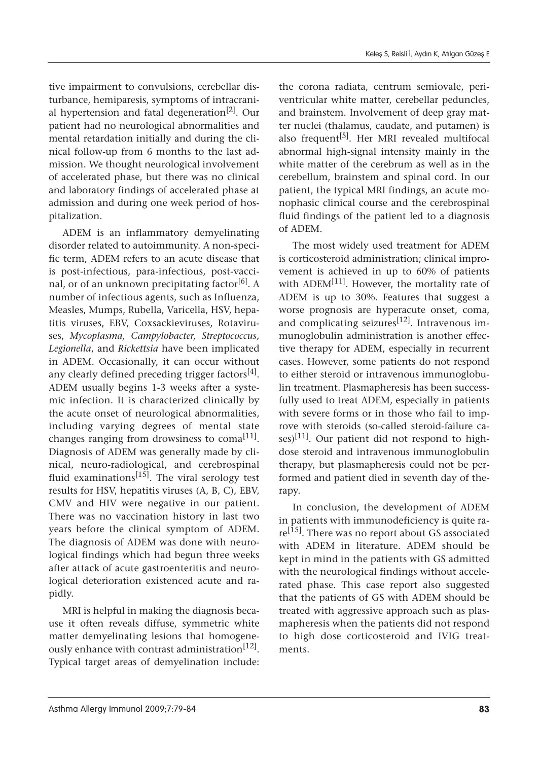tive impairment to convulsions, cerebellar disturbance, hemiparesis, symptoms of intracranial hypertension and fatal degeneration[2]. Our patient had no neurological abnormalities and mental retardation initially and during the clinical follow-up from 6 months to the last admission. We thought neurological involvement of accelerated phase, but there was no clinical and laboratory findings of accelerated phase at admission and during one week period of hospitalization.

ADEM is an inflammatory demyelinating disorder related to autoimmunity. A non-specific term, ADEM refers to an acute disease that is post-infectious, para-infectious, post-vaccinal, or of an unknown precipitating factor[6]. A number of infectious agents, such as Influenza, Measles, Mumps, Rubella, Varicella, HSV, hepatitis viruses, EBV, Coxsackieviruses, Rotaviruses, *Mycoplasma, Campylobacter, Streptococcus, Legionella*, and *Rickettsia* have been implicated in ADEM. Occasionally, it can occur without any clearly defined preceding trigger factors[4]. ADEM usually begins 1-3 weeks after a systemic infection. It is characterized clinically by the acute onset of neurological abnormalities, including varying degrees of mental state changes ranging from drowsiness to coma[11]. Diagnosis of ADEM was generally made by clinical, neuro-radiological, and cerebrospinal fluid examinations[15]. The viral serology test results for HSV, hepatitis viruses (A, B, C), EBV, CMV and HIV were negative in our patient. There was no vaccination history in last two years before the clinical symptom of ADEM. The diagnosis of ADEM was done with neurological findings which had begun three weeks after attack of acute gastroenteritis and neurological deterioration existenced acute and rapidly.

MRI is helpful in making the diagnosis because it often reveals diffuse, symmetric white matter demyelinating lesions that homogeneously enhance with contrast administration[12]. Typical target areas of demyelination include: the corona radiata, centrum semiovale, periventricular white matter, cerebellar peduncles, and brainstem. Involvement of deep gray matter nuclei (thalamus, caudate, and putamen) is also frequent[5]. Her MRI revealed multifocal abnormal high-signal intensity mainly in the white matter of the cerebrum as well as in the cerebellum, brainstem and spinal cord. In our patient, the typical MRI findings, an acute monophasic clinical course and the cerebrospinal fluid findings of the patient led to a diagnosis of ADEM.

The most widely used treatment for ADEM is corticosteroid administration; clinical improvement is achieved in up to 60% of patients with ADEM[11]. However, the mortality rate of ADEM is up to 30%. Features that suggest a worse prognosis are hyperacute onset, coma, and complicating seizures[12]. Intravenous immunoglobulin administration is another effective therapy for ADEM, especially in recurrent cases. However, some patients do not respond to either steroid or intravenous immunoglobulin treatment. Plasmapheresis has been successfully used to treat ADEM, especially in patients with severe forms or in those who fail to improve with steroids (so-called steroid-failure cases)[11]. Our patient did not respond to high-dose steroid and intravenous immunoglobulin therapy, but plasmapheresis could not be performed and patient died in seventh day of therapy.

In conclusion, the development of ADEM in patients with immunodeficiency is quite rare[15]. There was no report about GS associated with ADEM in literature. ADEM should be kept in mind in the patients with GS admitted with the neurological findings without accelerated phase. This case report also suggested that the patients of GS with ADEM should be treated with aggressive approach such as plasmapheresis when the patients did not respond to high dose corticosteroid and IVIG treatments.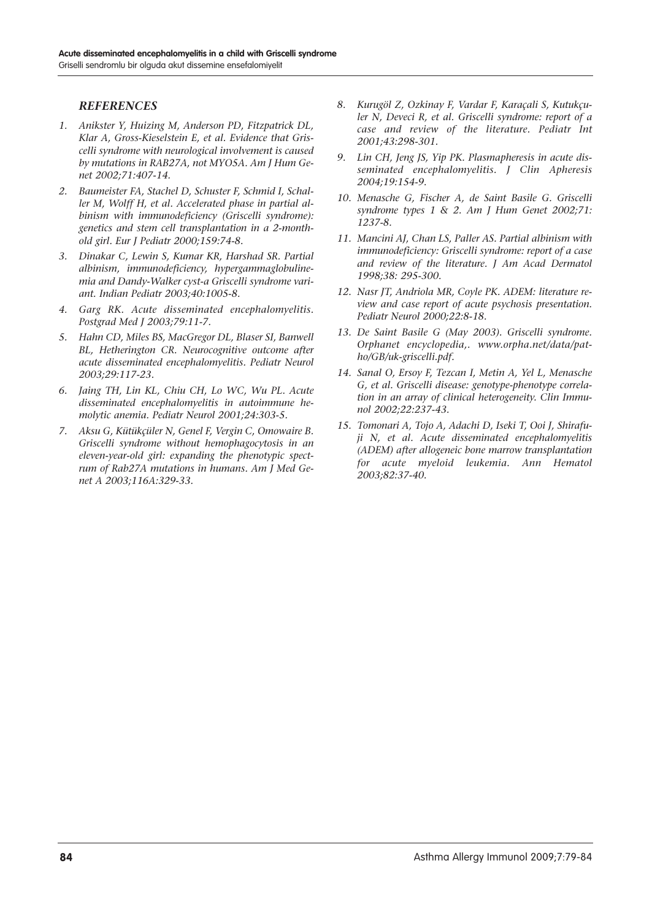## *REFERENCES*

1. *Anikster Y, Huizing M, Anderson PD, Fitzpatrick DL, Klar A, Gross-Kieselstein E, et al. Evidence that Griscelli syndrome with neurological involvement is caused by mutations in RAB27A, not MYO5A. Am J Hum Genet 2002;71:407-14.*
2. *Baumeister FA, Stachel D, Schuster F, Schmid I, Schaller M, Wolff H, et al. Accelerated phase in partial albinism with immunodeficiency (Griscelli syndrome): genetics and stem cell transplantation in a 2-month-old girl. Eur J Pediatr 2000;159:74-8.*
3. *Dinakar C, Lewin S, Kumar KR, Harshad SR. Partial albinism, immunodeficiency, hypergammaglobulinemia and Dandy-Walker cyst-a Griscelli syndrome variant. Indian Pediatr 2003;40:1005-8.*
4. *Garg RK. Acute disseminated encephalomyelitis. Postgrad Med J 2003;79:11-7.*
5. *Hahn CD, Miles BS, MacGregor DL, Blaser SI, Banwell BL, Hetherington CR. Neurocognitive outcome after acute disseminated encephalomyelitis. Pediatr Neurol 2003;29:117-23.*
6. *Jaing TH, Lin KL, Chiu CH, Lo WC, Wu PL. Acute disseminated encephalomyelitis in autoimmune hemolytic anemia. Pediatr Neurol 2001;24:303-5.*
7. *Aksu G, Kütükçüler N, Genel F, Vergin C, Omowaire B. Griscelli syndrome without hemophagocytosis in an eleven-year-old girl: expanding the phenotypic spectrum of Rab27A mutations in humans. Am J Med Genet A 2003;116A:329-33.*
8. *Kurugöl Z, Ozkinay F, Vardar F, Karaçali S, Kutukçuler N, Deveci R, et al. Griscelli syndrome: report of a case and review of the literature. Pediatr Int 2001;43:298-301.*
9. *Lin CH, Jeng JS, Yip PK. Plasmapheresis in acute disseminated encephalomyelitis. J Clin Apheresis 2004;19:154-9.*
10. *Menasche G, Fischer A, de Saint Basile G. Griscelli syndrome types 1 & 2. Am J Hum Genet 2002;71: 1237-8.*
11. *Mancini AJ, Chan LS, Paller AS. Partial albinism with immunodeficiency: Griscelli syndrome: report of a case and review of the literature. J Am Acad Dermatol 1998;38: 295-300.*
12. *Nasr JT, Andriola MR, Coyle PK. ADEM: literature review and case report of acute psychosis presentation. Pediatr Neurol 2000;22:8-18.*
13. *De Saint Basile G (May 2003). Griscelli syndrome. Orphanet encyclopedia,. www.orpha.net/data/patho/GB/uk-griscelli.pdf.*
14. *Sanal O, Ersoy F, Tezcan I, Metin A, Yel L, Menasche G, et al. Griscelli disease: genotype-phenotype correlation in an array of clinical heterogeneity. Clin Immunol 2002;22:237-43.*
15. *Tomonari A, Tojo A, Adachi D, Iseki T, Ooi J, Shirafuji N, et al. Acute disseminated encephalomyelitis (ADEM) after allogeneic bone marrow transplantation for acute myeloid leukemia. Ann Hematol 2003;82:37-40.*